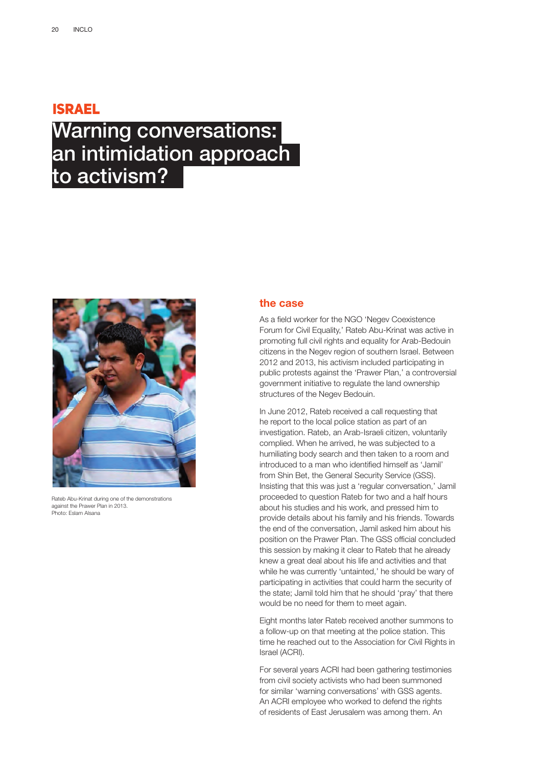# ISRAEL

## Warning conversations: an intimidation approach to activism?

Rateb Abu-Krinat during one of the demonstrations against the Prawer Plan in 2013.
Photo: Eslam Alsana

### the case

As a field worker for the NGO 'Negev Coexistence Forum for Civil Equality,' Rateb Abu-Krinat was active in promoting full civil rights and equality for Arab-Bedouin citizens in the Negev region of southern Israel. Between 2012 and 2013, his activism included participating in public protests against the 'Prawer Plan,' a controversial government initiative to regulate the land ownership structures of the Negev Bedouin.

In June 2012, Rateb received a call requesting that he report to the local police station as part of an investigation. Rateb, an Arab-Israeli citizen, voluntarily complied. When he arrived, he was subjected to a humiliating body search and then taken to a room and introduced to a man who identified himself as 'Jamil' from Shin Bet, the General Security Service (GSS). Insisting that this was just a 'regular conversation,' Jamil proceeded to question Rateb for two and a half hours about his studies and his work, and pressed him to provide details about his family and his friends. Towards the end of the conversation, Jamil asked him about his position on the Prawer Plan. The GSS official concluded this session by making it clear to Rateb that he already knew a great deal about his life and activities and that while he was currently 'untainted,' he should be wary of participating in activities that could harm the security of the state; Jamil told him that he should 'pray' that there would be no need for them to meet again.

Eight months later Rateb received another summons to a follow-up on that meeting at the police station. This time he reached out to the Association for Civil Rights in Israel (ACRI).

For several years ACRI had been gathering testimonies from civil society activists who had been summoned for similar 'warning conversations' with GSS agents. An ACRI employee who worked to defend the rights of residents of East Jerusalem was among them. An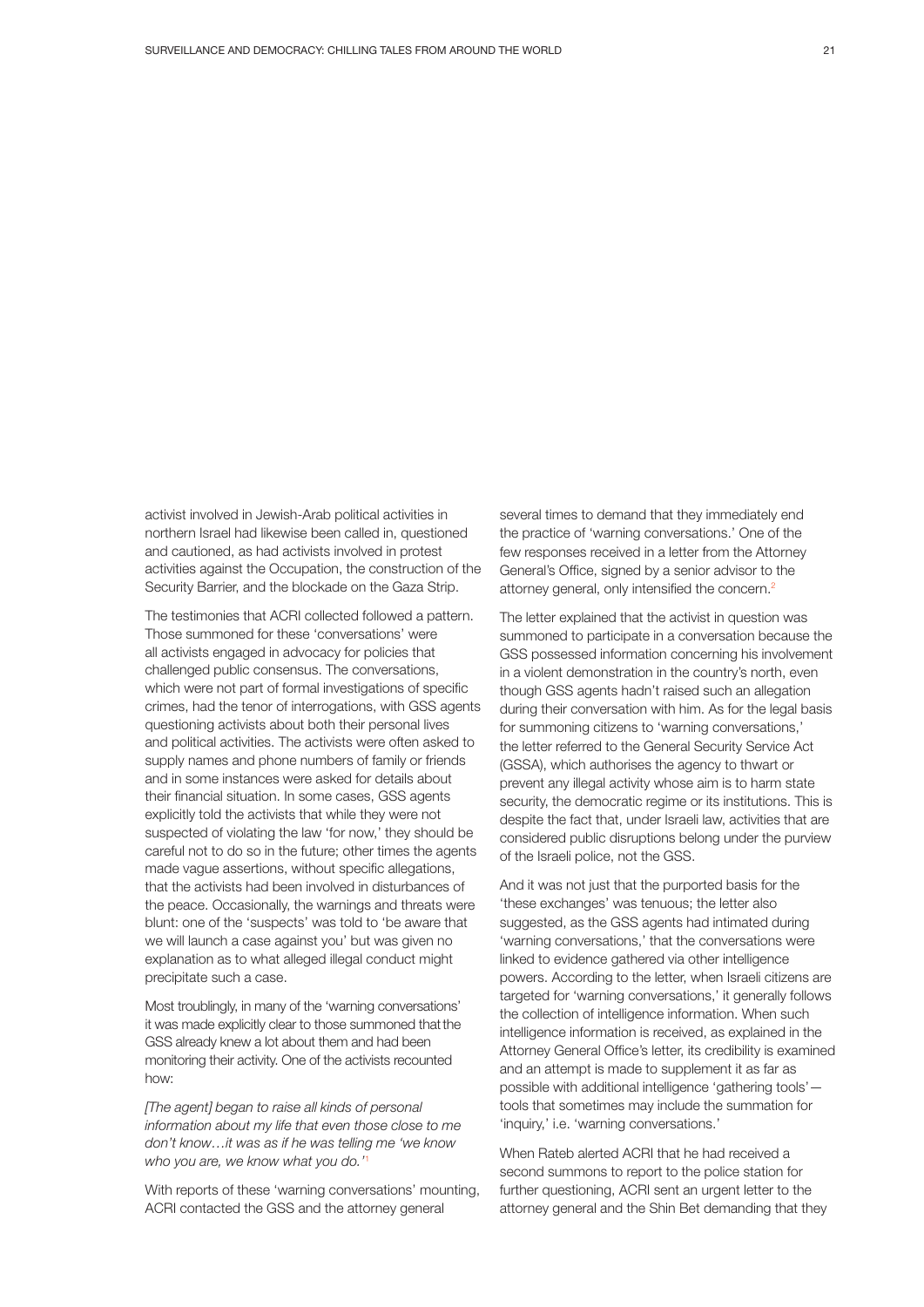activist involved in Jewish-Arab political activities in northern Israel had likewise been called in, questioned and cautioned, as had activists involved in protest activities against the Occupation, the construction of the Security Barrier, and the blockade on the Gaza Strip.

The testimonies that ACRI collected followed a pattern. Those summoned for these 'conversations' were all activists engaged in advocacy for policies that challenged public consensus. The conversations, which were not part of formal investigations of specific crimes, had the tenor of interrogations, with GSS agents questioning activists about both their personal lives and political activities. The activists were often asked to supply names and phone numbers of family or friends and in some instances were asked for details about their financial situation. In some cases, GSS agents explicitly told the activists that while they were not suspected of violating the law 'for now,' they should be careful not to do so in the future; other times the agents made vague assertions, without specific allegations, that the activists had been involved in disturbances of the peace. Occasionally, the warnings and threats were blunt: one of the 'suspects' was told to 'be aware that we will launch a case against you' but was given no explanation as to what alleged illegal conduct might precipitate such a case.

Most troublingly, in many of the 'warning conversations' it was made explicitly clear to those summoned that the GSS already knew a lot about them and had been monitoring their activity. One of the activists recounted how:

*[The agent] began to raise all kinds of personal information about my life that even those close to me don't know…it was as if he was telling me 'we know who you are, we know what you do.'*[1]

With reports of these 'warning conversations' mounting, ACRI contacted the GSS and the attorney general several times to demand that they immediately end the practice of 'warning conversations.' One of the few responses received in a letter from the Attorney General's Office, signed by a senior advisor to the attorney general, only intensified the concern.[2]

The letter explained that the activist in question was summoned to participate in a conversation because the GSS possessed information concerning his involvement in a violent demonstration in the country's north, even though GSS agents hadn't raised such an allegation during their conversation with him. As for the legal basis for summoning citizens to 'warning conversations,' the letter referred to the General Security Service Act (GSSA), which authorises the agency to thwart or prevent any illegal activity whose aim is to harm state security, the democratic regime or its institutions. This is despite the fact that, under Israeli law, activities that are considered public disruptions belong under the purview of the Israeli police, not the GSS.

And it was not just that the purported basis for the 'these exchanges' was tenuous; the letter also suggested, as the GSS agents had intimated during 'warning conversations,' that the conversations were linked to evidence gathered via other intelligence powers. According to the letter, when Israeli citizens are targeted for 'warning conversations,' it generally follows the collection of intelligence information. When such intelligence information is received, as explained in the Attorney General Office's letter, its credibility is examined and an attempt is made to supplement it as far as possible with additional intelligence 'gathering tools'—tools that sometimes may include the summation for 'inquiry,' i.e. 'warning conversations.'

When Rateb alerted ACRI that he had received a second summons to report to the police station for further questioning, ACRI sent an urgent letter to the attorney general and the Shin Bet demanding that they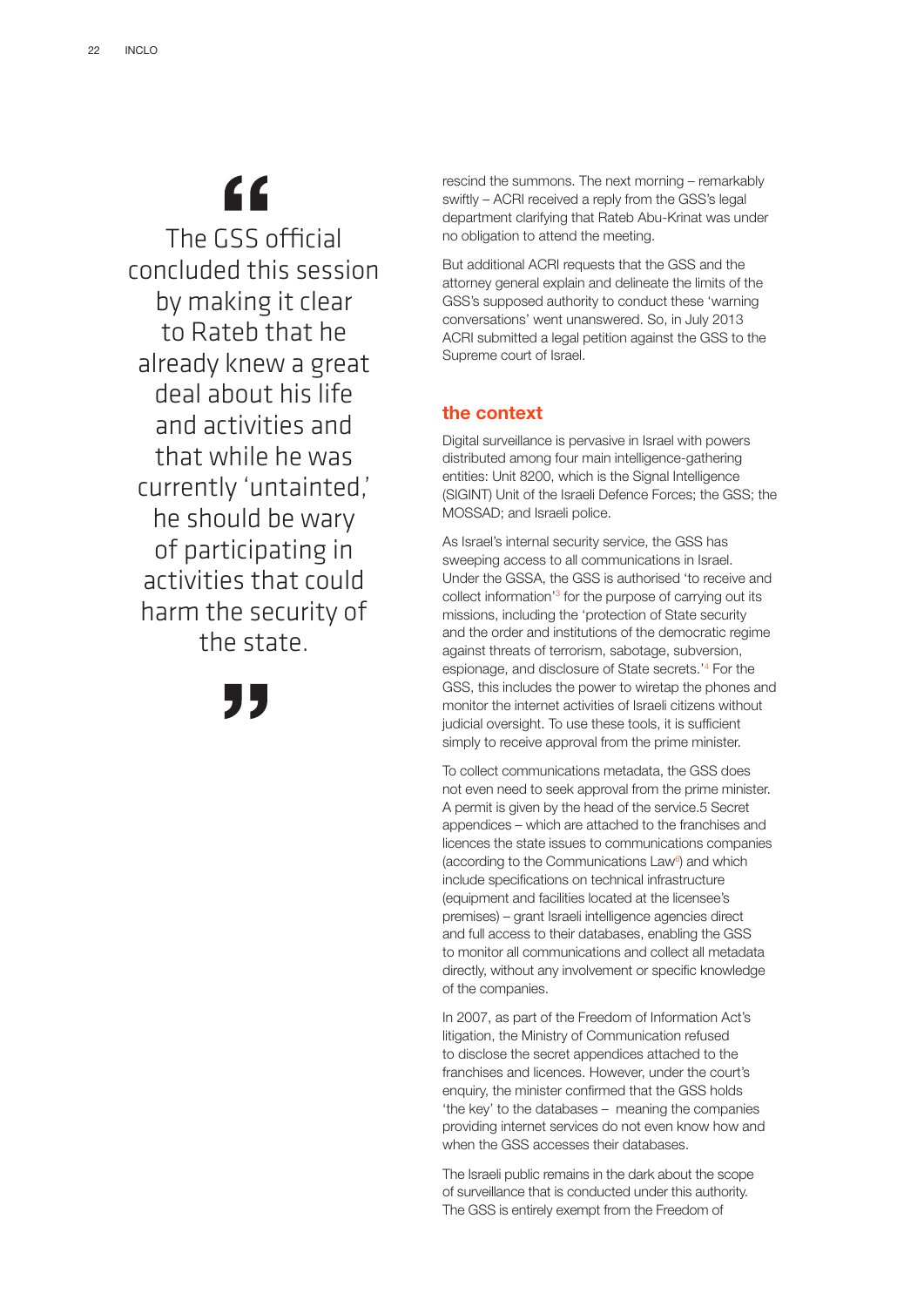> The GSS official concluded this session by making it clear to Rateb that he already knew a great deal about his life and activities and that while he was currently 'untainted,' he should be wary of participating in activities that could harm the security of the state.

rescind the summons. The next morning – remarkably swiftly – ACRI received a reply from the GSS's legal department clarifying that Rateb Abu-Krinat was under no obligation to attend the meeting.

But additional ACRI requests that the GSS and the attorney general explain and delineate the limits of the GSS's supposed authority to conduct these 'warning conversations' went unanswered. So, in July 2013 ACRI submitted a legal petition against the GSS to the Supreme court of Israel.

## the context

Digital surveillance is pervasive in Israel with powers distributed among four main intelligence-gathering entities: Unit 8200, which is the Signal Intelligence (SIGINT) Unit of the Israeli Defence Forces; the GSS; the MOSSAD; and Israeli police.

As Israel's internal security service, the GSS has sweeping access to all communications in Israel. Under the GSSA, the GSS is authorised 'to receive and collect information'[3] for the purpose of carrying out its missions, including the 'protection of State security and the order and institutions of the democratic regime against threats of terrorism, sabotage, subversion, espionage, and disclosure of State secrets.'[4] For the GSS, this includes the power to wiretap the phones and monitor the internet activities of Israeli citizens without judicial oversight. To use these tools, it is sufficient simply to receive approval from the prime minister.

To collect communications metadata, the GSS does not even need to seek approval from the prime minister. A permit is given by the head of the service.5 Secret appendices – which are attached to the franchises and licences the state issues to communications companies (according to the Communications Law[6]) and which include specifications on technical infrastructure (equipment and facilities located at the licensee's premises) – grant Israeli intelligence agencies direct and full access to their databases, enabling the GSS to monitor all communications and collect all metadata directly, without any involvement or specific knowledge of the companies.

In 2007, as part of the Freedom of Information Act's litigation, the Ministry of Communication refused to disclose the secret appendices attached to the franchises and licences. However, under the court's enquiry, the minister confirmed that the GSS holds 'the key' to the databases – meaning the companies providing internet services do not even know how and when the GSS accesses their databases.

The Israeli public remains in the dark about the scope of surveillance that is conducted under this authority. The GSS is entirely exempt from the Freedom of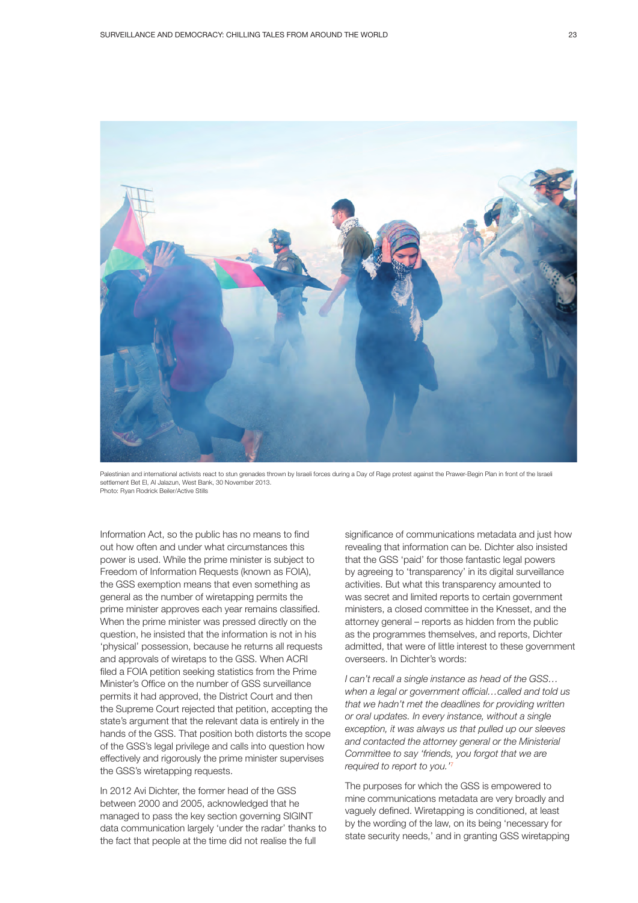Palestinian and international activists react to stun grenades thrown by Israeli forces during a Day of Rage protest against the Prawer-Begin Plan in front of the Israeli settlement Bet El, Al Jalazun, West Bank, 30 November 2013.
Photo: Ryan Rodrick Beiler/Active Stills

Information Act, so the public has no means to find out how often and under what circumstances this power is used. While the prime minister is subject to Freedom of Information Requests (known as FOIA), the GSS exemption means that even something as general as the number of wiretapping permits the prime minister approves each year remains classified. When the prime minister was pressed directly on the question, he insisted that the information is not in his 'physical' possession, because he returns all requests and approvals of wiretaps to the GSS. When ACRI filed a FOIA petition seeking statistics from the Prime Minister's Office on the number of GSS surveillance permits it had approved, the District Court and then the Supreme Court rejected that petition, accepting the state's argument that the relevant data is entirely in the hands of the GSS. That position both distorts the scope of the GSS's legal privilege and calls into question how effectively and rigorously the prime minister supervises the GSS's wiretapping requests.

In 2012 Avi Dichter, the former head of the GSS between 2000 and 2005, acknowledged that he managed to pass the key section governing SIGINT data communication largely 'under the radar' thanks to the fact that people at the time did not realise the full significance of communications metadata and just how revealing that information can be. Dichter also insisted that the GSS 'paid' for those fantastic legal powers by agreeing to 'transparency' in its digital surveillance activities. But what this transparency amounted to was secret and limited reports to certain government ministers, a closed committee in the Knesset, and the attorney general – reports as hidden from the public as the programmes themselves, and reports, Dichter admitted, that were of little interest to these government overseers. In Dichter's words:

*I can't recall a single instance as head of the GSS… when a legal or government official…called and told us that we hadn't met the deadlines for providing written or oral updates. In every instance, without a single exception, it was always us that pulled up our sleeves and contacted the attorney general or the Ministerial Committee to say 'friends, you forgot that we are required to report to you.'*[7]

The purposes for which the GSS is empowered to mine communications metadata are very broadly and vaguely defined. Wiretapping is conditioned, at least by the wording of the law, on its being 'necessary for state security needs,' and in granting GSS wiretapping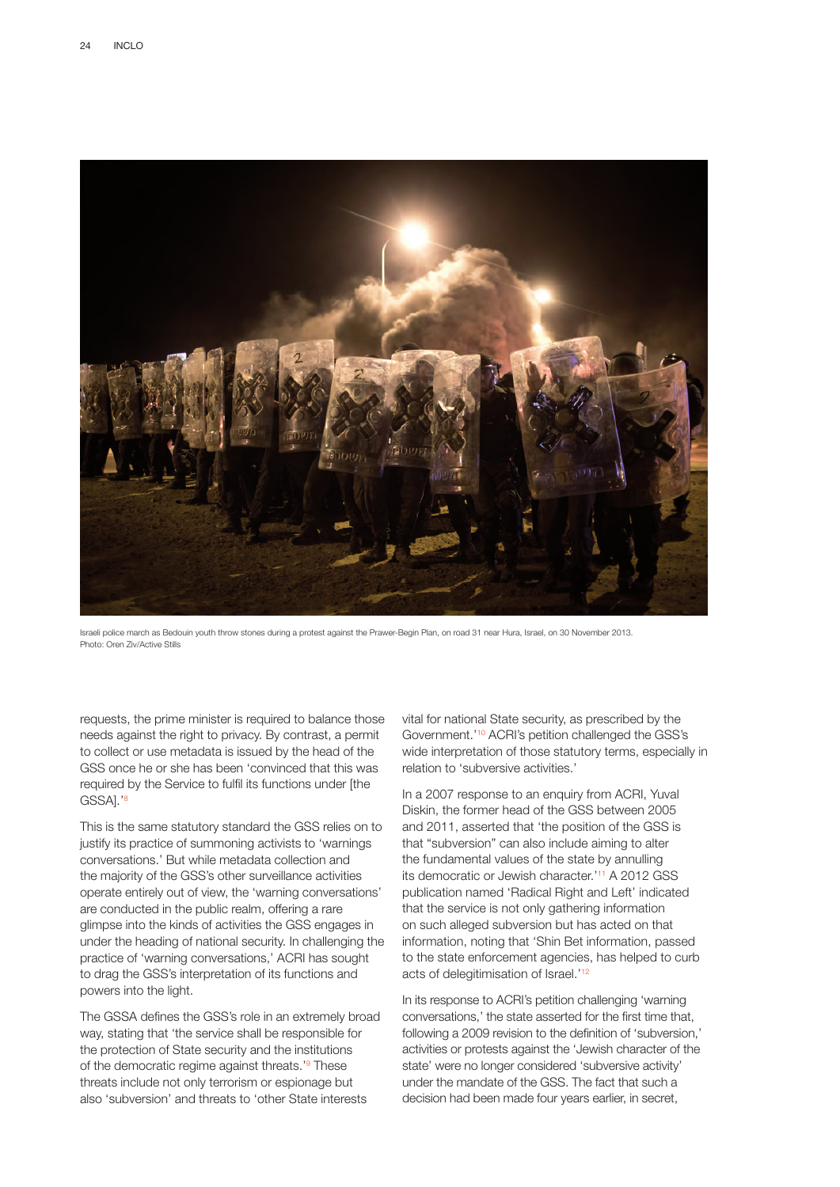Israeli police march as Bedouin youth throw stones during a protest against the Prawer-Begin Plan, on road 31 near Hura, Israel, on 30 November 2013.
Photo: Oren Ziv/Active Stills

requests, the prime minister is required to balance those needs against the right to privacy. By contrast, a permit to collect or use metadata is issued by the head of the GSS once he or she has been 'convinced that this was required by the Service to fulfil its functions under [the GSSA].'[8]

This is the same statutory standard the GSS relies on to justify its practice of summoning activists to 'warnings conversations.' But while metadata collection and the majority of the GSS's other surveillance activities operate entirely out of view, the 'warning conversations' are conducted in the public realm, offering a rare glimpse into the kinds of activities the GSS engages in under the heading of national security. In challenging the practice of 'warning conversations,' ACRI has sought to drag the GSS's interpretation of its functions and powers into the light.

The GSSA defines the GSS's role in an extremely broad way, stating that 'the service shall be responsible for the protection of State security and the institutions of the democratic regime against threats.'[9] These threats include not only terrorism or espionage but also 'subversion' and threats to 'other State interests vital for national State security, as prescribed by the Government.'[10] ACRI's petition challenged the GSS's wide interpretation of those statutory terms, especially in relation to 'subversive activities.'

In a 2007 response to an enquiry from ACRI, Yuval Diskin, the former head of the GSS between 2005 and 2011, asserted that 'the position of the GSS is that "subversion" can also include aiming to alter the fundamental values of the state by annulling its democratic or Jewish character.'[11] A 2012 GSS publication named 'Radical Right and Left' indicated that the service is not only gathering information on such alleged subversion but has acted on that information, noting that 'Shin Bet information, passed to the state enforcement agencies, has helped to curb acts of delegitimisation of Israel.'[12]

In its response to ACRI's petition challenging 'warning conversations,' the state asserted for the first time that, following a 2009 revision to the definition of 'subversion,' activities or protests against the 'Jewish character of the state' were no longer considered 'subversive activity' under the mandate of the GSS. The fact that such a decision had been made four years earlier, in secret,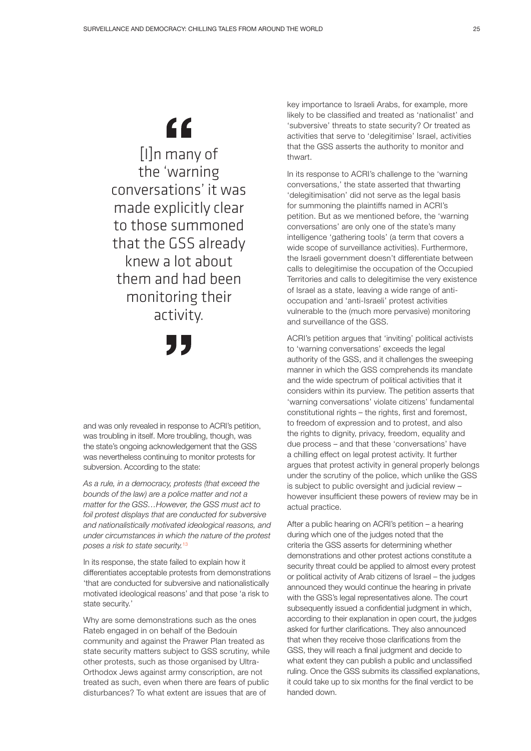> [I]n many of the 'warning conversations' it was made explicitly clear to those summoned that the GSS already knew a lot about them and had been monitoring their activity.

and was only revealed in response to ACRI's petition, was troubling in itself. More troubling, though, was the state's ongoing acknowledgement that the GSS was nevertheless continuing to monitor protests for subversion. According to the state:

*As a rule, in a democracy, protests (that exceed the bounds of the law) are a police matter and not a matter for the GSS…However, the GSS must act to foil protest displays that are conducted for subversive and nationalistically motivated ideological reasons, and under circumstances in which the nature of the protest poses a risk to state security.*[13]

In its response, the state failed to explain how it differentiates acceptable protests from demonstrations 'that are conducted for subversive and nationalistically motivated ideological reasons' and that pose 'a risk to state security.'

Why are some demonstrations such as the ones Rateb engaged in on behalf of the Bedouin community and against the Prawer Plan treated as state security matters subject to GSS scrutiny, while other protests, such as those organised by Ultra-Orthodox Jews against army conscription, are not treated as such, even when there are fears of public disturbances? To what extent are issues that are of key importance to Israeli Arabs, for example, more likely to be classified and treated as 'nationalist' and 'subversive' threats to state security? Or treated as activities that serve to 'delegitimise' Israel, activities that the GSS asserts the authority to monitor and thwart.

In its response to ACRI's challenge to the 'warning conversations,' the state asserted that thwarting 'delegitimisation' did not serve as the legal basis for summoning the plaintiffs named in ACRI's petition. But as we mentioned before, the 'warning conversations' are only one of the state's many intelligence 'gathering tools' (a term that covers a wide scope of surveillance activities). Furthermore, the Israeli government doesn't differentiate between calls to delegitimise the occupation of the Occupied Territories and calls to delegitimise the very existence of Israel as a state, leaving a wide range of anti-occupation and 'anti-Israeli' protest activities vulnerable to the (much more pervasive) monitoring and surveillance of the GSS.

ACRI's petition argues that 'inviting' political activists to 'warning conversations' exceeds the legal authority of the GSS, and it challenges the sweeping manner in which the GSS comprehends its mandate and the wide spectrum of political activities that it considers within its purview. The petition asserts that 'warning conversations' violate citizens' fundamental constitutional rights – the rights, first and foremost, to freedom of expression and to protest, and also the rights to dignity, privacy, freedom, equality and due process – and that these 'conversations' have a chilling effect on legal protest activity. It further argues that protest activity in general properly belongs under the scrutiny of the police, which unlike the GSS is subject to public oversight and judicial review – however insufficient these powers of review may be in actual practice.

After a public hearing on ACRI's petition – a hearing during which one of the judges noted that the criteria the GSS asserts for determining whether demonstrations and other protest actions constitute a security threat could be applied to almost every protest or political activity of Arab citizens of Israel – the judges announced they would continue the hearing in private with the GSS's legal representatives alone. The court subsequently issued a confidential judgment in which, according to their explanation in open court, the judges asked for further clarifications. They also announced that when they receive those clarifications from the GSS, they will reach a final judgment and decide to what extent they can publish a public and unclassified ruling. Once the GSS submits its classified explanations, it could take up to six months for the final verdict to be handed down.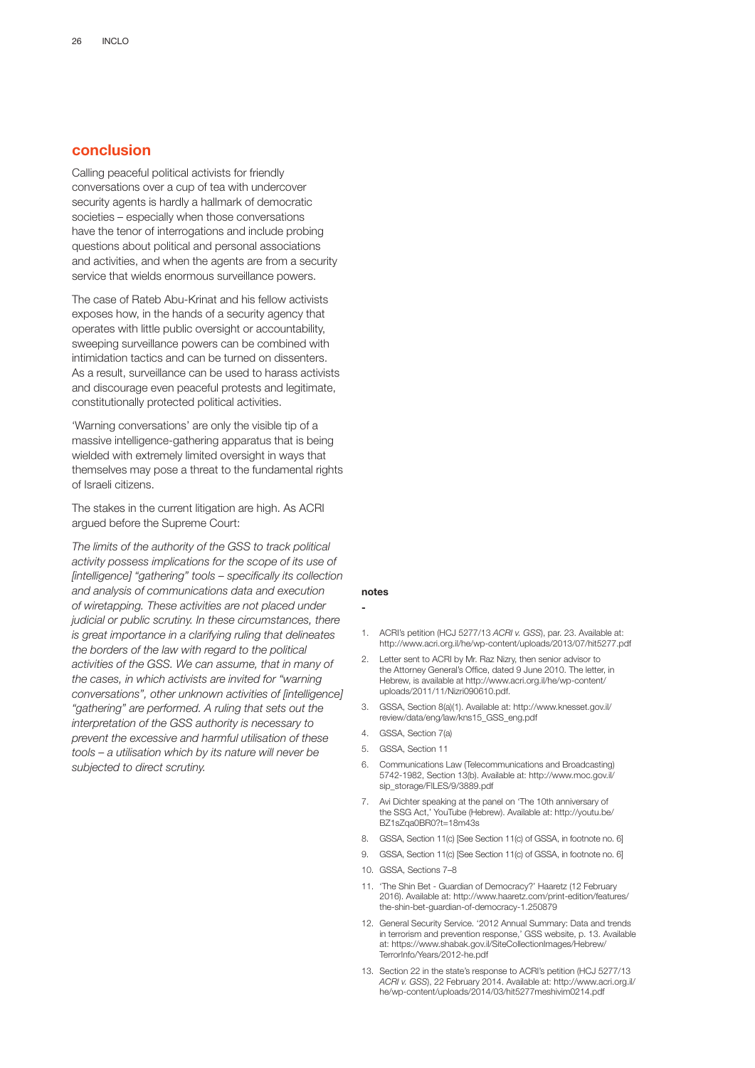## conclusion

Calling peaceful political activists for friendly conversations over a cup of tea with undercover security agents is hardly a hallmark of democratic societies – especially when those conversations have the tenor of interrogations and include probing questions about political and personal associations and activities, and when the agents are from a security service that wields enormous surveillance powers.

The case of Rateb Abu-Krinat and his fellow activists exposes how, in the hands of a security agency that operates with little public oversight or accountability, sweeping surveillance powers can be combined with intimidation tactics and can be turned on dissenters. As a result, surveillance can be used to harass activists and discourage even peaceful protests and legitimate, constitutionally protected political activities.

'Warning conversations' are only the visible tip of a massive intelligence-gathering apparatus that is being wielded with extremely limited oversight in ways that themselves may pose a threat to the fundamental rights of Israeli citizens.

The stakes in the current litigation are high. As ACRI argued before the Supreme Court:

*The limits of the authority of the GSS to track political activity possess implications for the scope of its use of [intelligence] "gathering" tools – specifically its collection and analysis of communications data and execution of wiretapping. These activities are not placed under judicial or public scrutiny. In these circumstances, there is great importance in a clarifying ruling that delineates the borders of the law with regard to the political activities of the GSS. We can assume, that in many of the cases, in which activists are invited for "warning conversations", other unknown activities of [intelligence] "gathering" are performed. A ruling that sets out the interpretation of the GSS authority is necessary to prevent the excessive and harmful utilisation of these tools – a utilisation which by its nature will never be subjected to direct scrutiny.*

### notes

1. ACRI's petition (HCJ 5277/13 *ACRI v. GSS*), par. 23. Available at: http://www.acri.org.il/he/wp-content/uploads/2013/07/hit5277.pdf
2. Letter sent to ACRI by Mr. Raz Nizry, then senior advisor to the Attorney General's Office, dated 9 June 2010. The letter, in Hebrew, is available at http://www.acri.org.il/he/wp-content/uploads/2011/11/Nizri090610.pdf.
3. GSSA, Section 8(a)(1). Available at: http://www.knesset.gov.il/review/data/eng/law/kns15_GSS_eng.pdf
4. GSSA, Section 7(a)
5. GSSA, Section 11
6. Communications Law (Telecommunications and Broadcasting) 5742-1982, Section 13(b). Available at: http://www.moc.gov.il/sip_storage/FILES/9/3889.pdf
7. Avi Dichter speaking at the panel on 'The 10th anniversary of the SSG Act,' YouTube (Hebrew). Available at: http://youtu.be/BZ1sZqa0BR0?t=18m43s
8. GSSA, Section 11(c) [See Section 11(c) of GSSA, in footnote no. 6]
9. GSSA, Section 11(c) [See Section 11(c) of GSSA, in footnote no. 6]
10. GSSA, Sections 7–8
11. 'The Shin Bet - Guardian of Democracy?' Haaretz (12 February 2016). Available at: http://www.haaretz.com/print-edition/features/the-shin-bet-guardian-of-democracy-1.250879
12. General Security Service. '2012 Annual Summary: Data and trends in terrorism and prevention response,' GSS website, p. 13. Available at: https://www.shabak.gov.il/SiteCollectionImages/Hebrew/TerrorInfo/Years/2012-he.pdf
13. Section 22 in the state's response to ACRI's petition (HCJ 5277/13 *ACRI v. GSS*), 22 February 2014. Available at: http://www.acri.org.il/he/wp-content/uploads/2014/03/hit5277meshivim0214.pdf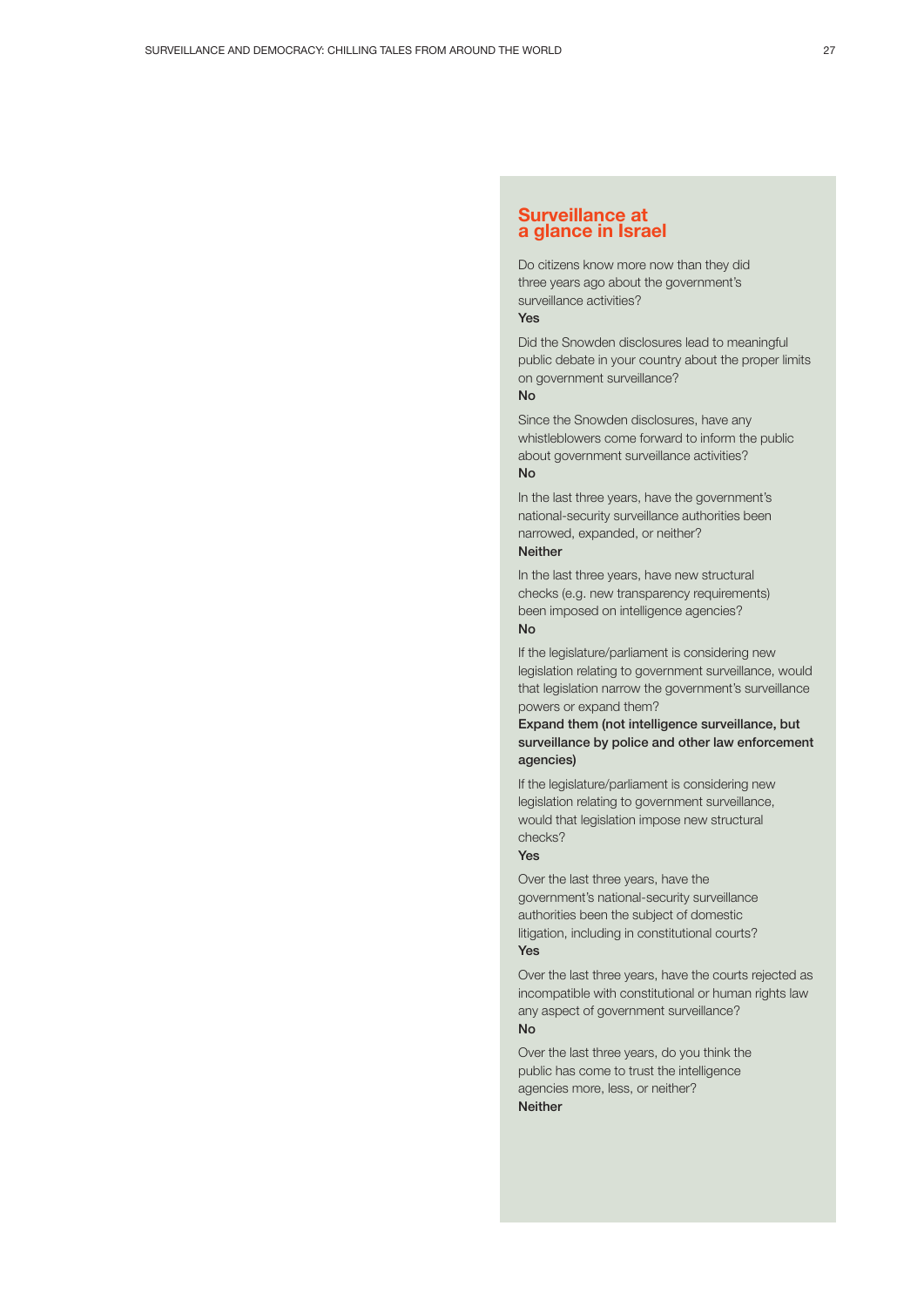## Surveillance at a glance in Israel

Do citizens know more now than they did three years ago about the government's surveillance activities?
**Yes**

Did the Snowden disclosures lead to meaningful public debate in your country about the proper limits on government surveillance?
**No**

Since the Snowden disclosures, have any whistleblowers come forward to inform the public about government surveillance activities?
**No**

In the last three years, have the government's national-security surveillance authorities been narrowed, expanded, or neither?
**Neither**

In the last three years, have new structural checks (e.g. new transparency requirements) been imposed on intelligence agencies?
**No**

If the legislature/parliament is considering new legislation relating to government surveillance, would that legislation narrow the government's surveillance powers or expand them?
**Expand them (not intelligence surveillance, but surveillance by police and other law enforcement agencies)**

If the legislature/parliament is considering new legislation relating to government surveillance, would that legislation impose new structural checks?
**Yes**

Over the last three years, have the government's national-security surveillance authorities been the subject of domestic litigation, including in constitutional courts?
**Yes**

Over the last three years, have the courts rejected as incompatible with constitutional or human rights law any aspect of government surveillance?
**No**

Over the last three years, do you think the public has come to trust the intelligence agencies more, less, or neither?
**Neither**